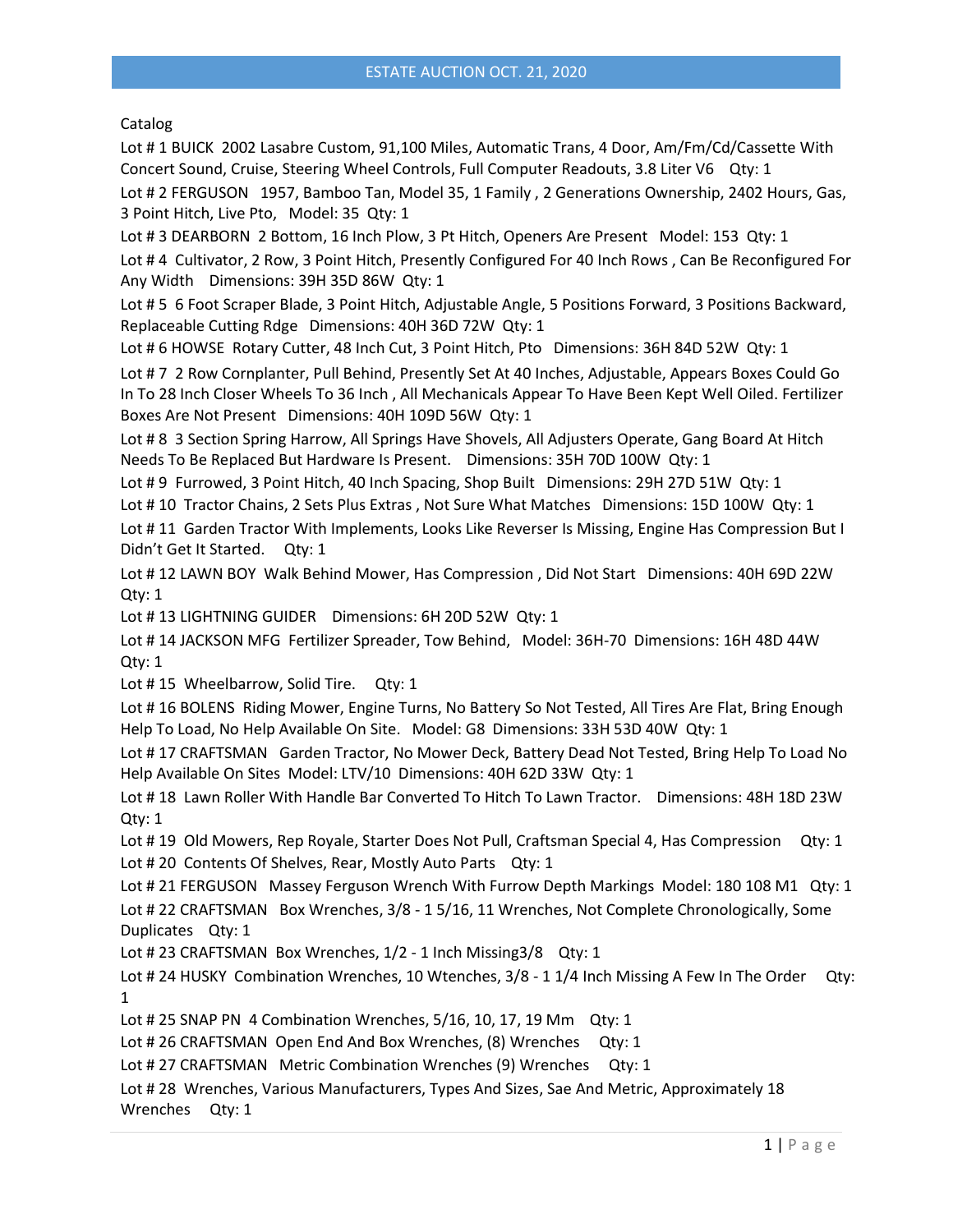# ESTATE AUCTION OCT. 21, 2020

Catalog

Lot # 1 BUICK 2002 Lasabre Custom, 91,100 Miles, Automatic Trans, 4 Door, Am/Fm/Cd/Cassette With Concert Sound, Cruise, Steering Wheel Controls, Full Computer Readouts, 3.8 Liter V6 Qty: 1

Lot # 2 FERGUSON 1957, Bamboo Tan, Model 35, 1 Family , 2 Generations Ownership, 2402 Hours, Gas, 3 Point Hitch, Live Pto, Model: 35 Qty: 1

Lot # 3 DEARBORN 2 Bottom, 16 Inch Plow, 3 Pt Hitch, Openers Are Present Model: 153 Qty: 1

Lot # 4 Cultivator, 2 Row, 3 Point Hitch, Presently Configured For 40 Inch Rows , Can Be Reconfigured For Any Width Dimensions: 39H 35D 86W Qty: 1

Lot # 5 6 Foot Scraper Blade, 3 Point Hitch, Adjustable Angle, 5 Positions Forward, 3 Positions Backward, Replaceable Cutting Rdge Dimensions: 40H 36D 72W Qty: 1

Lot # 6 HOWSE Rotary Cutter, 48 Inch Cut, 3 Point Hitch, Pto Dimensions: 36H 84D 52W Qty: 1

Lot # 7 2 Row Cornplanter, Pull Behind, Presently Set At 40 Inches, Adjustable, Appears Boxes Could Go In To 28 Inch Closer Wheels To 36 Inch , All Mechanicals Appear To Have Been Kept Well Oiled. Fertilizer Boxes Are Not Present Dimensions: 40H 109D 56W Qty: 1

Lot # 8 3 Section Spring Harrow, All Springs Have Shovels, All Adjusters Operate, Gang Board At Hitch Needs To Be Replaced But Hardware Is Present. Dimensions: 35H 70D 100W Qty: 1

Lot # 9 Furrowed, 3 Point Hitch, 40 Inch Spacing, Shop Built Dimensions: 29H 27D 51W Qty: 1

Lot # 10 Tractor Chains, 2 Sets Plus Extras , Not Sure What Matches Dimensions: 15D 100W Qty: 1

Lot # 11 Garden Tractor With Implements, Looks Like Reverser Is Missing, Engine Has Compression But I Didn't Get It Started. Qty: 1

Lot # 12 LAWN BOY Walk Behind Mower, Has Compression , Did Not Start Dimensions: 40H 69D 22W Qty: 1

Lot # 13 LIGHTNING GUIDER Dimensions: 6H 20D 52W Qty: 1

Lot # 14 JACKSON MFG Fertilizer Spreader, Tow Behind, Model: 36H-70 Dimensions: 16H 48D 44W Qty: 1

Lot # 15 Wheelbarrow, Solid Tire. Qty: 1

Lot # 16 BOLENS Riding Mower, Engine Turns, No Battery So Not Tested, All Tires Are Flat, Bring Enough Help To Load, No Help Available On Site. Model: G8 Dimensions: 33H 53D 40W Qty: 1

Lot # 17 CRAFTSMAN Garden Tractor, No Mower Deck, Battery Dead Not Tested, Bring Help To Load No Help Available On Sites Model: LTV/10 Dimensions: 40H 62D 33W Qty: 1

Lot # 18 Lawn Roller With Handle Bar Converted To Hitch To Lawn Tractor. Dimensions: 48H 18D 23W Qty: 1

Lot # 19 Old Mowers, Rep Royale, Starter Does Not Pull, Craftsman Special 4, Has Compression Qty: 1

Lot # 20 Contents Of Shelves, Rear, Mostly Auto Parts Qty: 1

Lot # 21 FERGUSON Massey Ferguson Wrench With Furrow Depth Markings Model: 180 108 M1 Qty: 1

Lot # 22 CRAFTSMAN Box Wrenches, 3/8 - 1 5/16, 11 Wrenches, Not Complete Chronologically, Some Duplicates Qty: 1

Lot # 23 CRAFTSMAN Box Wrenches, 1/2 - 1 Inch Missing3/8 Qty: 1

Lot # 24 HUSKY Combination Wrenches, 10 Wtenches, 3/8 - 1 1/4 Inch Missing A Few In The Order Qty: 1

Lot # 25 SNAP PN 4 Combination Wrenches, 5/16, 10, 17, 19 Mm Qty: 1

Lot # 26 CRAFTSMAN Open End And Box Wrenches, (8) Wrenches Qty: 1

Lot # 27 CRAFTSMAN Metric Combination Wrenches (9) Wrenches Qty: 1

Lot # 28 Wrenches, Various Manufacturers, Types And Sizes, Sae And Metric, Approximately 18 Wrenches Qty: 1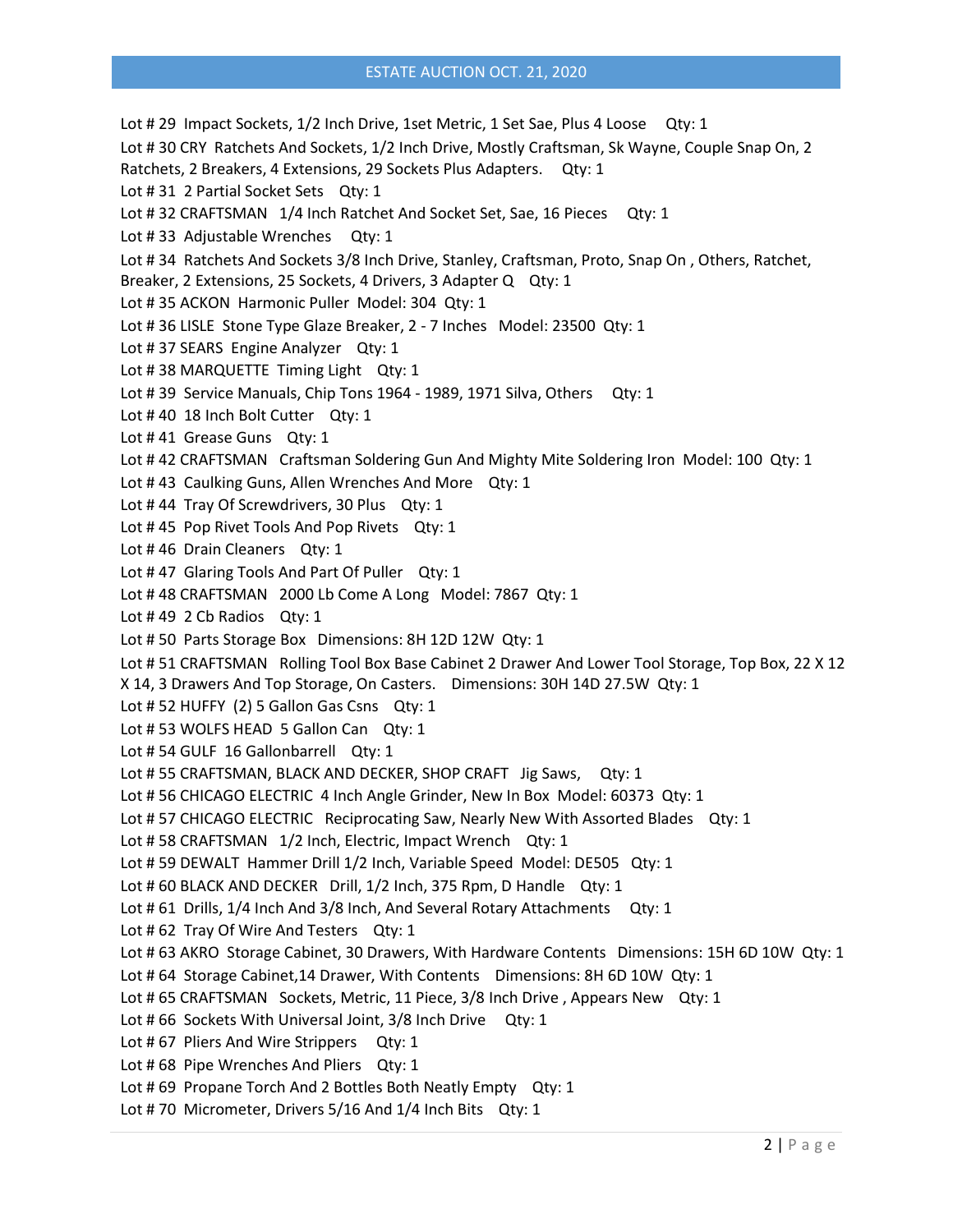Lot # 29 Impact Sockets, 1/2 Inch Drive, 1set Metric, 1 Set Sae, Plus 4 Loose Qty: 1

Lot # 30 CRY Ratchets And Sockets, 1/2 Inch Drive, Mostly Craftsman, Sk Wayne, Couple Snap On, 2 Ratchets, 2 Breakers, 4 Extensions, 29 Sockets Plus Adapters. Qty: 1

Lot # 31 2 Partial Socket Sets Qty: 1

Lot # 32 CRAFTSMAN 1/4 Inch Ratchet And Socket Set, Sae, 16 Pieces Qty: 1

Lot # 33 Adjustable Wrenches Qty: 1

Lot # 34 Ratchets And Sockets 3/8 Inch Drive, Stanley, Craftsman, Proto, Snap On , Others, Ratchet, Breaker, 2 Extensions, 25 Sockets, 4 Drivers, 3 Adapter Q Qty: 1

Lot # 35 ACKON Harmonic Puller Model: 304 Qty: 1

Lot # 36 LISLE Stone Type Glaze Breaker, 2 - 7 Inches Model: 23500 Qty: 1

Lot # 37 SEARS Engine Analyzer Qty: 1

Lot # 38 MARQUETTE Timing Light Qty: 1

Lot # 39 Service Manuals, Chip Tons 1964 - 1989, 1971 Silva, Others Qty: 1

Lot # 40 18 Inch Bolt Cutter Qty: 1

Lot # 41 Grease Guns Qty: 1

Lot # 42 CRAFTSMAN Craftsman Soldering Gun And Mighty Mite Soldering Iron Model: 100 Qty: 1

Lot # 43 Caulking Guns, Allen Wrenches And More Qty: 1

Lot # 44 Tray Of Screwdrivers, 30 Plus Qty: 1

Lot # 45 Pop Rivet Tools And Pop Rivets Qty: 1

Lot # 46 Drain Cleaners Qty: 1

Lot # 47 Glaring Tools And Part Of Puller Qty: 1

Lot # 48 CRAFTSMAN 2000 Lb Come A Long Model: 7867 Qty: 1

Lot # 49 2 Cb Radios Qty: 1

Lot # 50 Parts Storage Box Dimensions: 8H 12D 12W Qty: 1

Lot # 51 CRAFTSMAN Rolling Tool Box Base Cabinet 2 Drawer And Lower Tool Storage, Top Box, 22 X 12 X 14, 3 Drawers And Top Storage, On Casters. Dimensions: 30H 14D 27.5W Qty: 1

Lot # 52 HUFFY (2) 5 Gallon Gas Csns Qty: 1

Lot # 53 WOLFS HEAD 5 Gallon Can Qty: 1

Lot # 54 GULF 16 Gallonbarrell Qty: 1

Lot # 55 CRAFTSMAN, BLACK AND DECKER, SHOP CRAFT Jig Saws, Qty: 1

Lot # 56 CHICAGO ELECTRIC 4 Inch Angle Grinder, New In Box Model: 60373 Qty: 1

Lot # 57 CHICAGO ELECTRIC Reciprocating Saw, Nearly New With Assorted Blades Qty: 1

Lot # 58 CRAFTSMAN 1/2 Inch, Electric, Impact Wrench Qty: 1

Lot # 59 DEWALT Hammer Drill 1/2 Inch, Variable Speed Model: DE505 Qty: 1

Lot # 60 BLACK AND DECKER Drill, 1/2 Inch, 375 Rpm, D Handle Qty: 1

Lot # 61 Drills, 1/4 Inch And 3/8 Inch, And Several Rotary Attachments Qty: 1

Lot # 62 Tray Of Wire And Testers Qty: 1

Lot # 63 AKRO Storage Cabinet, 30 Drawers, With Hardware Contents Dimensions: 15H 6D 10W Qty: 1

Lot # 64 Storage Cabinet,14 Drawer, With Contents Dimensions: 8H 6D 10W Qty: 1

Lot # 65 CRAFTSMAN Sockets, Metric, 11 Piece, 3/8 Inch Drive , Appears New Qty: 1

Lot # 66 Sockets With Universal Joint, 3/8 Inch Drive Qty: 1

Lot # 67 Pliers And Wire Strippers Qty: 1

Lot # 68 Pipe Wrenches And Pliers Qty: 1

Lot # 69 Propane Torch And 2 Bottles Both Neatly Empty Qty: 1

Lot # 70 Micrometer, Drivers 5/16 And 1/4 Inch Bits Qty: 1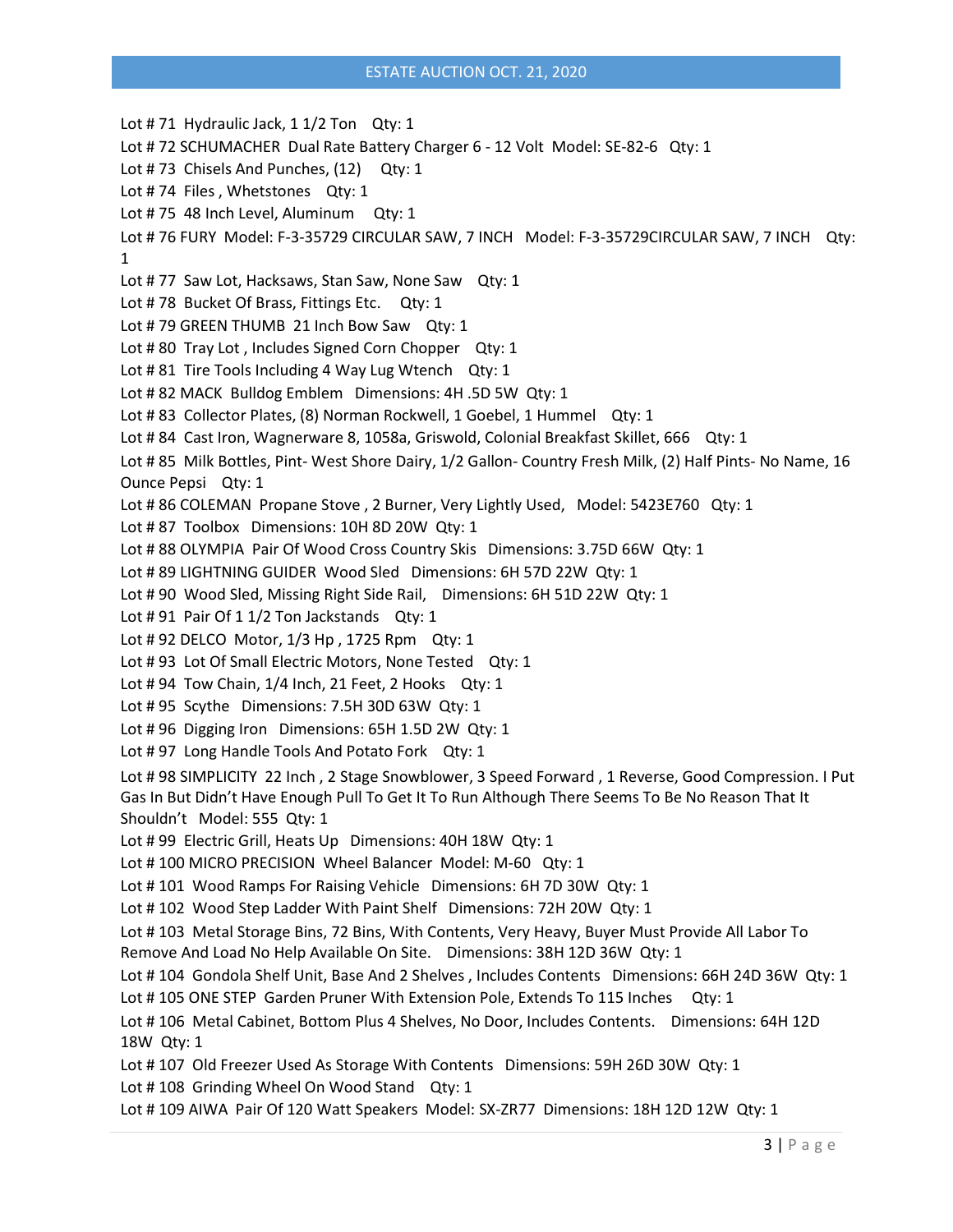Lot # 71 Hydraulic Jack, 1 1/2 Ton Qty: 1

Lot # 72 SCHUMACHER Dual Rate Battery Charger 6 - 12 Volt Model: SE-82-6 Qty: 1

Lot # 73 Chisels And Punches, (12) Qty: 1

Lot # 74 Files , Whetstones Qty: 1

Lot # 75 48 Inch Level, Aluminum Qty: 1

Lot # 76 FURY Model: F-3-35729 CIRCULAR SAW, 7 INCH Model: F-3-35729CIRCULAR SAW, 7 INCH Qty: 1

Lot # 77 Saw Lot, Hacksaws, Stan Saw, None Saw Qty: 1

Lot # 78 Bucket Of Brass, Fittings Etc. Qty: 1

Lot # 79 GREEN THUMB 21 Inch Bow Saw Qty: 1

Lot # 80 Tray Lot , Includes Signed Corn Chopper Qty: 1

Lot # 81 Tire Tools Including 4 Way Lug Wtench Qty: 1

Lot # 82 MACK Bulldog Emblem Dimensions: 4H .5D 5W Qty: 1

Lot # 83 Collector Plates, (8) Norman Rockwell, 1 Goebel, 1 Hummel Qty: 1

Lot # 84 Cast Iron, Wagnerware 8, 1058a, Griswold, Colonial Breakfast Skillet, 666 Qty: 1

Lot # 85 Milk Bottles, Pint- West Shore Dairy, 1/2 Gallon- Country Fresh Milk, (2) Half Pints- No Name, 16 Ounce Pepsi Qty: 1

Lot # 86 COLEMAN Propane Stove , 2 Burner, Very Lightly Used, Model: 5423E760 Qty: 1

Lot # 87 Toolbox Dimensions: 10H 8D 20W Qty: 1

Lot # 88 OLYMPIA Pair Of Wood Cross Country Skis Dimensions: 3.75D 66W Qty: 1

Lot # 89 LIGHTNING GUIDER Wood Sled Dimensions: 6H 57D 22W Qty: 1

Lot # 90 Wood Sled, Missing Right Side Rail, Dimensions: 6H 51D 22W Qty: 1

Lot # 91 Pair Of 1 1/2 Ton Jackstands Qty: 1

Lot # 92 DELCO Motor, 1/3 Hp , 1725 Rpm Qty: 1

Lot # 93 Lot Of Small Electric Motors, None Tested Qty: 1

Lot # 94 Tow Chain, 1/4 Inch, 21 Feet, 2 Hooks Qty: 1

Lot # 95 Scythe Dimensions: 7.5H 30D 63W Qty: 1

Lot # 96 Digging Iron Dimensions: 65H 1.5D 2W Qty: 1

Lot # 97 Long Handle Tools And Potato Fork Qty: 1

Lot # 98 SIMPLICITY 22 Inch , 2 Stage Snowblower, 3 Speed Forward , 1 Reverse, Good Compression. I Put Gas In But Didn't Have Enough Pull To Get It To Run Although There Seems To Be No Reason That It Shouldn't Model: 555 Qty: 1

Lot # 99 Electric Grill, Heats Up Dimensions: 40H 18W Qty: 1

Lot # 100 MICRO PRECISION Wheel Balancer Model: M-60 Qty: 1

Lot # 101 Wood Ramps For Raising Vehicle Dimensions: 6H 7D 30W Qty: 1

Lot # 102 Wood Step Ladder With Paint Shelf Dimensions: 72H 20W Qty: 1

Lot # 103 Metal Storage Bins, 72 Bins, With Contents, Very Heavy, Buyer Must Provide All Labor To Remove And Load No Help Available On Site. Dimensions: 38H 12D 36W Qty: 1

Lot # 104 Gondola Shelf Unit, Base And 2 Shelves , Includes Contents Dimensions: 66H 24D 36W Qty: 1

Lot # 105 ONE STEP Garden Pruner With Extension Pole, Extends To 115 Inches Qty: 1

Lot # 106 Metal Cabinet, Bottom Plus 4 Shelves, No Door, Includes Contents. Dimensions: 64H 12D 18W Qty: 1

Lot # 107 Old Freezer Used As Storage With Contents Dimensions: 59H 26D 30W Qty: 1

Lot # 108 Grinding Wheel On Wood Stand Qty: 1

Lot # 109 AIWA Pair Of 120 Watt Speakers Model: SX-ZR77 Dimensions: 18H 12D 12W Qty: 1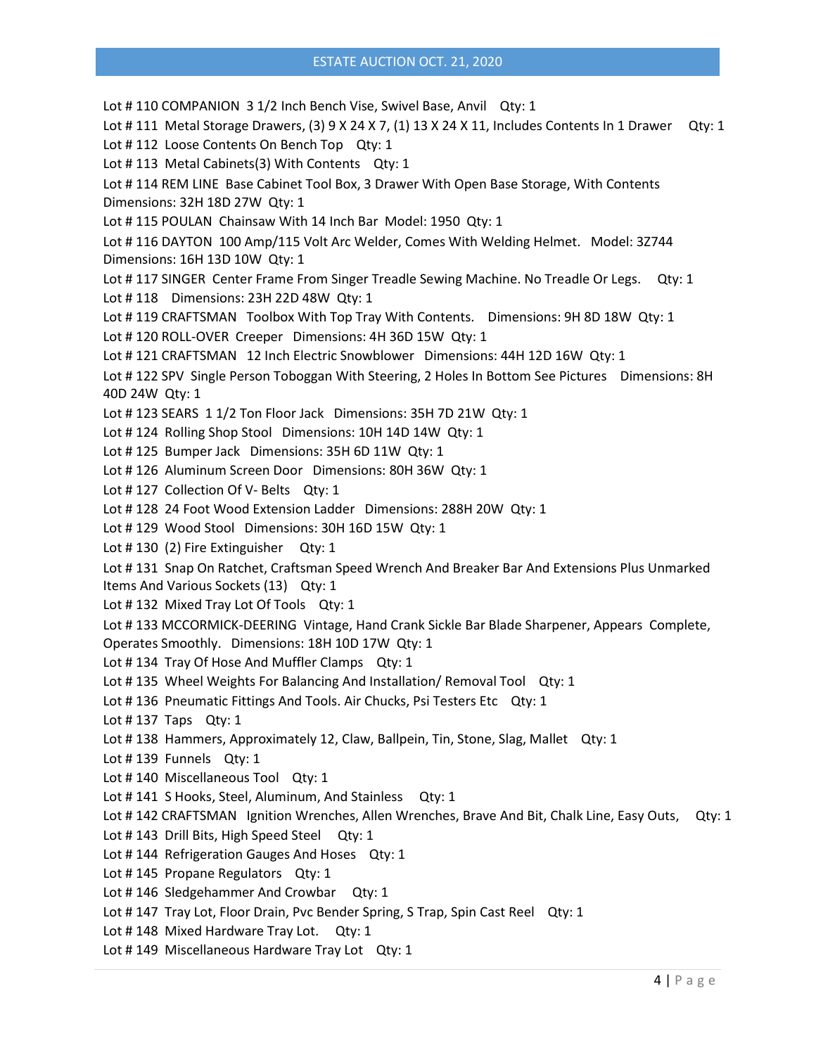Lot # 110 COMPANION 3 1/2 Inch Bench Vise, Swivel Base, Anvil Qty: 1

Lot # 111 Metal Storage Drawers, (3) 9 X 24 X 7, (1) 13 X 24 X 11, Includes Contents In 1 Drawer Qty: 1

Lot # 112 Loose Contents On Bench Top Qty: 1

Lot # 113 Metal Cabinets(3) With Contents Qty: 1

Lot # 114 REM LINE Base Cabinet Tool Box, 3 Drawer With Open Base Storage, With Contents Dimensions: 32H 18D 27W Qty: 1

Lot # 115 POULAN Chainsaw With 14 Inch Bar Model: 1950 Qty: 1

Lot # 116 DAYTON 100 Amp/115 Volt Arc Welder, Comes With Welding Helmet. Model: 3Z744 Dimensions: 16H 13D 10W Qty: 1

Lot # 117 SINGER Center Frame From Singer Treadle Sewing Machine. No Treadle Or Legs. Qty: 1

Lot # 118 Dimensions: 23H 22D 48W Qty: 1

Lot # 119 CRAFTSMAN Toolbox With Top Tray With Contents. Dimensions: 9H 8D 18W Qty: 1

Lot # 120 ROLL-OVER Creeper Dimensions: 4H 36D 15W Qty: 1

Lot # 121 CRAFTSMAN 12 Inch Electric Snowblower Dimensions: 44H 12D 16W Qty: 1

Lot # 122 SPV Single Person Toboggan With Steering, 2 Holes In Bottom See Pictures Dimensions: 8H 40D 24W Qty: 1

Lot # 123 SEARS 1 1/2 Ton Floor Jack Dimensions: 35H 7D 21W Qty: 1

Lot # 124 Rolling Shop Stool Dimensions: 10H 14D 14W Qty: 1

Lot # 125 Bumper Jack Dimensions: 35H 6D 11W Qty: 1

Lot # 126 Aluminum Screen Door Dimensions: 80H 36W Qty: 1

Lot # 127 Collection Of V- Belts Qty: 1

Lot # 128 24 Foot Wood Extension Ladder Dimensions: 288H 20W Qty: 1

Lot # 129 Wood Stool Dimensions: 30H 16D 15W Qty: 1

Lot # 130 (2) Fire Extinguisher Qty: 1

Lot # 131 Snap On Ratchet, Craftsman Speed Wrench And Breaker Bar And Extensions Plus Unmarked Items And Various Sockets (13) Qty: 1

Lot # 132 Mixed Tray Lot Of Tools Qty: 1

Lot # 133 MCCORMICK-DEERING Vintage, Hand Crank Sickle Bar Blade Sharpener, Appears Complete, Operates Smoothly. Dimensions: 18H 10D 17W Qty: 1

Lot # 134 Tray Of Hose And Muffler Clamps Qty: 1

Lot # 135 Wheel Weights For Balancing And Installation/ Removal Tool Qty: 1

Lot # 136 Pneumatic Fittings And Tools. Air Chucks, Psi Testers Etc Qty: 1

Lot # 137 Taps Qty: 1

Lot # 138 Hammers, Approximately 12, Claw, Ballpein, Tin, Stone, Slag, Mallet Qty: 1

Lot # 139 Funnels Qty: 1

Lot # 140 Miscellaneous Tool Qty: 1

Lot # 141 S Hooks, Steel, Aluminum, And Stainless Qty: 1

Lot # 142 CRAFTSMAN Ignition Wrenches, Allen Wrenches, Brave And Bit, Chalk Line, Easy Outs, Qty: 1

Lot # 143 Drill Bits, High Speed Steel Qty: 1

Lot # 144 Refrigeration Gauges And Hoses Qty: 1

Lot # 145 Propane Regulators Qty: 1

Lot # 146 Sledgehammer And Crowbar Qty: 1

Lot # 147 Tray Lot, Floor Drain, Pvc Bender Spring, S Trap, Spin Cast Reel Qty: 1

Lot # 148 Mixed Hardware Tray Lot. Qty: 1

Lot # 149 Miscellaneous Hardware Tray Lot Qty: 1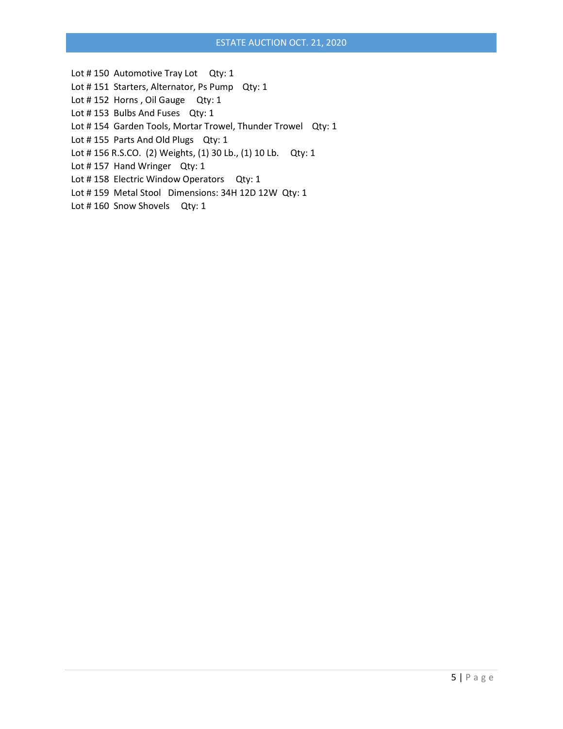Lot # 150 Automotive Tray Lot Qty: 1
Lot # 151 Starters, Alternator, Ps Pump Qty: 1
Lot # 152 Horns , Oil Gauge Qty: 1
Lot # 153 Bulbs And Fuses Qty: 1
Lot # 154 Garden Tools, Mortar Trowel, Thunder Trowel Qty: 1
Lot # 155 Parts And Old Plugs Qty: 1
Lot # 156 R.S.CO. (2) Weights, (1) 30 Lb., (1) 10 Lb. Qty: 1
Lot # 157 Hand Wringer Qty: 1
Lot # 158 Electric Window Operators Qty: 1
Lot # 159 Metal Stool Dimensions: 34H 12D 12W Qty: 1
Lot # 160 Snow Shovels Qty: 1